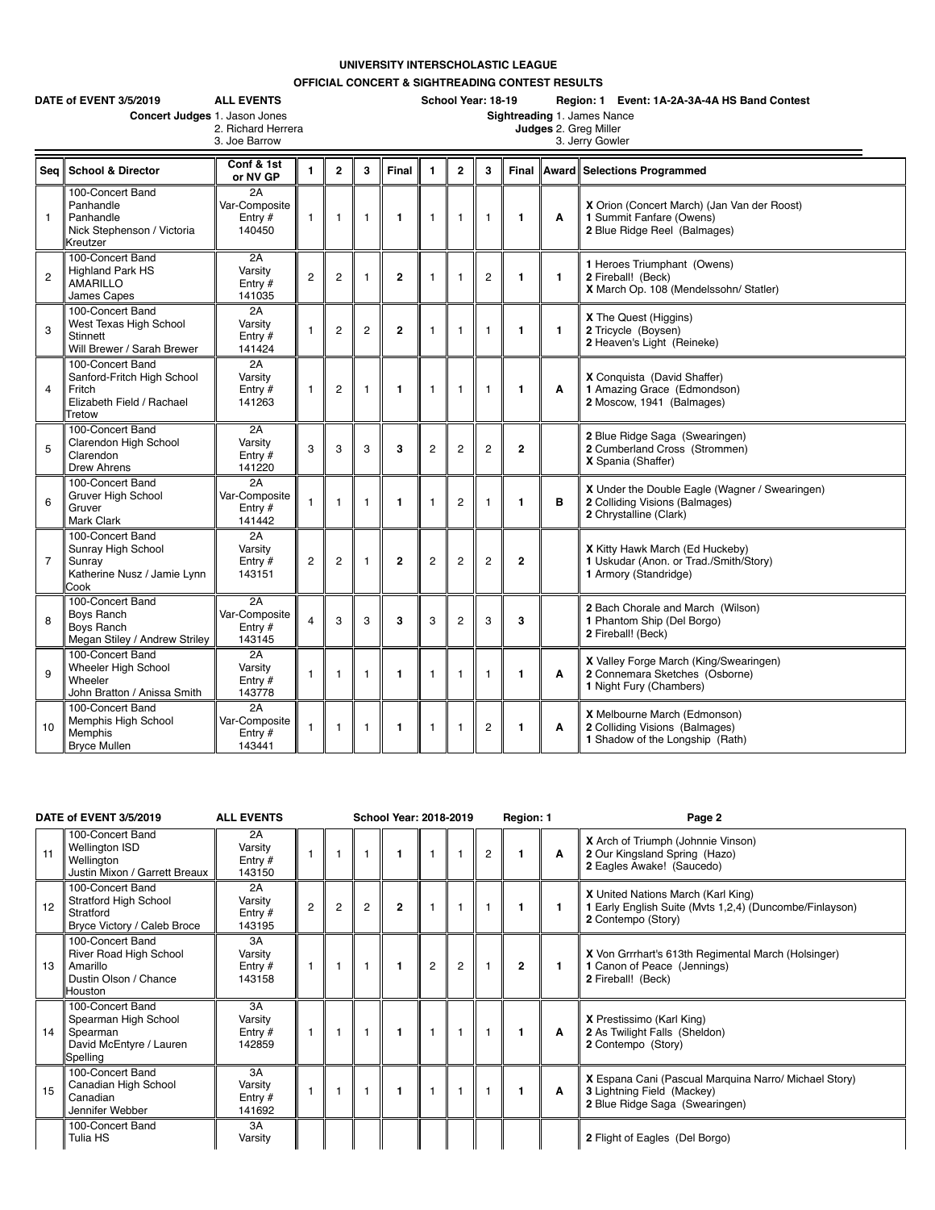# UNIVERSITY INTERSCHOLASTIC LEAGUE

## OFFICIAL CONCERT & SIGHTREADING CONTEST RESULTS

**DATE of EVENT 3/5/2019** **ALL EVENTS** **School Year: 18-19** **Region: 1 Event: 1A-2A-3A-4A HS Band Contest**

**Concert Judges** 1. Jason Jones 2. Richard Herrera 3. Joe Barrow

**Sightreading Judges** 1. James Nance 2. Greg Miller 3. Jerry Gowler

| Seq | School & Director | Conf & 1st or NV GP | 1 | 2 | 3 | Final | 1 | 2 | 3 | Final | Award | Selections Programmed |
|---|---|---|---|---|---|---|---|---|---|---|---|---|
| 1 | 100-Concert Band Panhandle Panhandle Nick Stephenson / Victoria Kreutzer | 2A Var-Composite Entry # 140450 | 1 | 1 | 1 | **1** | 1 | 1 | 1 | **1** | **A** | **X** Orion (Concert March) (Jan Van der Roost) **1** Summit Fanfare (Owens) **2** Blue Ridge Reel (Balmages) |
| 2 | 100-Concert Band Highland Park HS AMARILLO James Capes | 2A Varsity Entry # 141035 | 2 | 2 | 1 | **2** | 1 | 1 | 2 | **1** | **1** | **1** Heroes Triumphant (Owens) **2** Fireball! (Beck) **X** March Op. 108 (Mendelssohn/ Statler) |
| 3 | 100-Concert Band West Texas High School Stinnett Will Brewer / Sarah Brewer | 2A Varsity Entry # 141424 | 1 | 2 | 2 | **2** | 1 | 1 | 1 | **1** | **1** | **X** The Quest (Higgins) **2** Tricycle (Boysen) **2** Heaven's Light (Reineke) |
| 4 | 100-Concert Band Sanford-Fritch High School Fritch Elizabeth Field / Rachael Tretow | 2A Varsity Entry # 141263 | 1 | 2 | 1 | **1** | 1 | 1 | 1 | **1** | **A** | **X** Conquista (David Shaffer) **1** Amazing Grace (Edmondson) **2** Moscow, 1941 (Balmages) |
| 5 | 100-Concert Band Clarendon High School Clarendon Drew Ahrens | 2A Varsity Entry # 141220 | 3 | 3 | 3 | **3** | 2 | 2 | 2 | **2** | | **2** Blue Ridge Saga (Swearingen) **2** Cumberland Cross (Strommen) **X** Spania (Shaffer) |
| 6 | 100-Concert Band Gruver High School Gruver Mark Clark | 2A Var-Composite Entry # 141442 | 1 | 1 | 1 | **1** | 1 | 2 | 1 | **1** | **B** | **X** Under the Double Eagle (Wagner / Swearingen) **2** Colliding Visions (Balmages) **2** Chrystalline (Clark) |
| 7 | 100-Concert Band Sunray High School Sunray Katherine Nusz / Jamie Lynn Cook | 2A Varsity Entry # 143151 | 2 | 2 | 1 | **2** | 2 | 2 | 2 | **2** | | **X** Kitty Hawk March (Ed Huckeby) **1** Uskudar (Anon. or Trad./Smith/Story) **1** Armory (Standridge) |
| 8 | 100-Concert Band Boys Ranch Boys Ranch Megan Stiley / Andrew Striley | 2A Var-Composite Entry # 143145 | 4 | 3 | 3 | **3** | 3 | 2 | 3 | **3** | | **2** Bach Chorale and March (Wilson) **1** Phantom Ship (Del Borgo) **2** Fireball! (Beck) |
| 9 | 100-Concert Band Wheeler High School Wheeler John Bratton / Anissa Smith | 2A Varsity Entry # 143778 | 1 | 1 | 1 | **1** | 1 | 1 | 1 | **1** | **A** | **X** Valley Forge March (King/Swearingen) **2** Connemara Sketches (Osborne) **1** Night Fury (Chambers) |
| 10 | 100-Concert Band Memphis High School Memphis Bryce Mullen | 2A Var-Composite Entry # 143441 | 1 | 1 | 1 | **1** | 1 | 1 | 2 | **1** | **A** | **X** Melbourne March (Edmonson) **2** Colliding Visions (Balmages) **1** Shadow of the Longship (Rath) |
| 11 | 100-Concert Band Wellington ISD Wellington Justin Mixon / Garrett Breaux | 2A Varsity Entry # 143150 | 1 | 1 | 1 | **1** | 1 | 1 | 2 | **1** | **A** | **X** Arch of Triumph (Johnnie Vinson) **2** Our Kingsland Spring (Hazo) **2** Eagles Awake! (Saucedo) |
| 12 | 100-Concert Band Stratford High School Stratford Bryce Victory / Caleb Broce | 2A Varsity Entry # 143195 | 2 | 2 | 2 | **2** | 1 | 1 | 1 | **1** | **1** | **X** United Nations March (Karl King) **1** Early English Suite (Mvts 1,2,4) (Duncombe/Finlayson) **2** Contempo (Story) |
| 13 | 100-Concert Band River Road High School Amarillo Dustin Olson / Chance Houston | 3A Varsity Entry # 143158 | 1 | 1 | 1 | **1** | 2 | 2 | 1 | **2** | **1** | **X** Von Grrrhart's 613th Regimental March (Holsinger) **1** Canon of Peace (Jennings) **2** Fireball! (Beck) |
| 14 | 100-Concert Band Spearman High School Spearman David McEntyre / Lauren Spelling | 3A Varsity Entry # 142859 | 1 | 1 | 1 | **1** | 1 | 1 | 1 | **1** | **A** | **X** Prestissimo (Karl King) **2** As Twilight Falls (Sheldon) **2** Contempo (Story) |
| 15 | 100-Concert Band Canadian High School Canadian Jennifer Webber | 3A Varsity Entry # 141692 | 1 | 1 | 1 | **1** | 1 | 1 | 1 | **1** | **A** | **X** Espana Cani (Pascual Marquina Narro/ Michael Story) **3** Lightning Field (Mackey) **2** Blue Ridge Saga (Swearingen) |
| | 100-Concert Band Tulia HS | 3A Varsity | | | | | | | | | | **2** Flight of Eagles (Del Borgo) |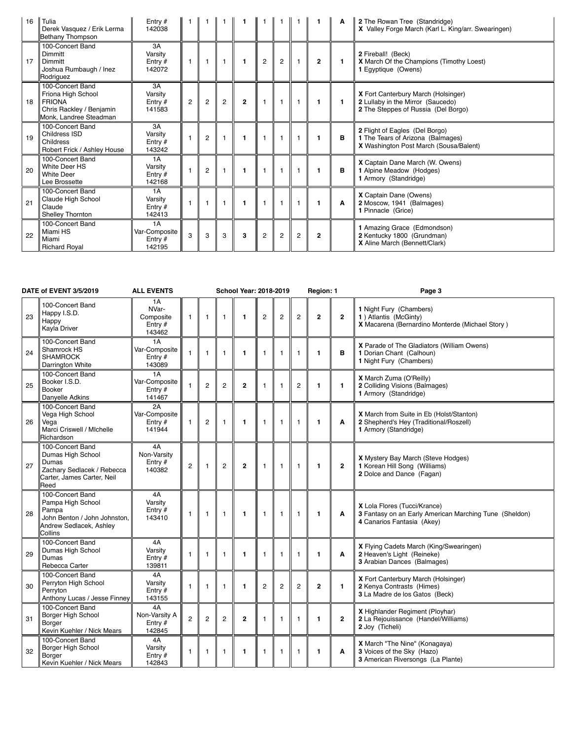| | | | | | | | | | | | | |
|---|---|---|---|---|---|---|---|---|---|---|---|---|
| 16 | Tulia<br>Derek Vasquez / Erik Lerma<br>Bethany Thompson | Entry #<br>142038 | 1 | 1 | 1 | **1** | 1 | 1 | 1 | **1** | **A** | **2** The Rowan Tree (Standridge)<br>**X** Valley Forge March (Karl L. King/arr. Swearingen) |
| 17 | 100-Concert Band<br>Dimmitt<br>Dimmitt<br>Joshua Rumbaugh / Inez Rodriguez | 3A<br>Varsity<br>Entry #<br>142072 | 1 | 1 | 1 | **1** | 2 | 2 | 1 | **2** | **1** | **2** Fireball! (Beck)<br>**X** March Of the Champions (Timothy Loest)<br>**1** Egyptique (Owens) |
| 18 | 100-Concert Band<br>Friona High School<br>FRIONA<br>Chris Rackley / Benjamin Monk, Landree Steadman | 3A<br>Varsity<br>Entry #<br>141583 | 2 | 2 | 2 | **2** | 1 | 1 | 1 | **1** | **1** | **X** Fort Canterbury March (Holsinger)<br>**2** Lullaby in the Mirror (Saucedo)<br>**2** The Steppes of Russia (Del Borgo) |
| 19 | 100-Concert Band<br>Childress ISD<br>Childress<br>Robert Frick / Ashley House | 3A<br>Varsity<br>Entry #<br>143242 | 1 | 2 | 1 | **1** | 1 | 1 | 1 | **1** | **B** | **2** Flight of Eagles (Del Borgo)<br>**1** The Tears of Arizona (Balmages)<br>**X** Washington Post March (Sousa/Balent) |
| 20 | 100-Concert Band<br>White Deer HS<br>White Deer<br>Lee Brossette | 1A<br>Varsity<br>Entry #<br>142168 | 1 | 2 | 1 | **1** | 1 | 1 | 1 | **1** | **B** | **X** Captain Dane March (W. Owens)<br>**1** Alpine Meadow (Hodges)<br>**1** Armory (Standridge) |
| 21 | 100-Concert Band<br>Claude High School<br>Claude<br>Shelley Thornton | 1A<br>Varsity<br>Entry #<br>142413 | 1 | 1 | 1 | **1** | 1 | 1 | 1 | **1** | **A** | **X** Captain Dane (Owens)<br>**2** Moscow, 1941 (Balmages)<br>**1** Pinnacle (Grice) |
| 22 | 100-Concert Band<br>Miami HS<br>Miami<br>Richard Royal | 1A<br>Var-Composite<br>Entry #<br>142195 | 3 | 3 | 3 | **3** | 2 | 2 | 2 | **2** | | **1** Amazing Grace (Edmondson)<br>**2** Kentucky 1800 (Grundman)<br>**X** Aline March (Bennett/Clark) |

**DATE of EVENT 3/5/2019** **ALL EVENTS** **School Year: 2018-2019** **Region: 1**

| | | | | | | | | | | | | |
|---|---|---|---|---|---|---|---|---|---|---|---|---|
| 23 | 100-Concert Band<br>Happy I.S.D.<br>Happy<br>Kayla Driver | 1A<br>NVar-Composite<br>Entry #<br>143462 | 1 | 1 | 1 | **1** | 2 | 2 | 2 | **2** | **2** | **1** Night Fury (Chambers)<br>**1** ) Atlantis (McGinty)<br>**X** Macarena (Bernardino Monterde (Michael Story ) |
| 24 | 100-Concert Band<br>Shamrock HS<br>SHAMROCK<br>Darrington White | 1A<br>Var-Composite<br>Entry #<br>143089 | 1 | 1 | 1 | **1** | 1 | 1 | 1 | **1** | **B** | **X** Parade of The Gladiators (William Owens)<br>**1** Dorian Chant (Calhoun)<br>**1** Night Fury (Chambers) |
| 25 | 100-Concert Band<br>Booker I.S.D.<br>Booker<br>Danyelle Adkins | 1A<br>Var-Composite<br>Entry #<br>141467 | 1 | 2 | 2 | **2** | 1 | 1 | 2 | **1** | **1** | **X** March Zuma (O'Reilly)<br>**2** Colliding Visions (Balmages)<br>**1** Armory (Standridge) |
| 26 | 100-Concert Band<br>Vega High School<br>Vega<br>Marci Criswell / MIchelle Richardson | 2A<br>Var-Composite<br>Entry #<br>141944 | 1 | 2 | 1 | **1** | 1 | 1 | 1 | **1** | **A** | **X** March from Suite in Eb (Holst/Stanton)<br>**2** Shepherd's Hey (Traditional/Roszell)<br>**1** Armory (Standridge) |
| 27 | 100-Concert Band<br>Dumas High School<br>Dumas<br>Zachary Sedlacek / Rebecca Carter, James Carter, Neil Reed | 4A<br>Non-Varsity<br>Entry #<br>140382 | 2 | 1 | 2 | **2** | 1 | 1 | 1 | **1** | **2** | **X** Mystery Bay March (Steve Hodges)<br>**1** Korean Hill Song (Williams)<br>**2** Dolce and Dance (Fagan) |
| 28 | 100-Concert Band<br>Pampa High School<br>Pampa<br>John Benton / John Johnston, Andrew Sedlacek, Ashley Collins | 4A<br>Varsity<br>Entry #<br>143410 | 1 | 1 | 1 | **1** | 1 | 1 | 1 | **1** | **A** | **X** Lola Flores (Tucci/Krance)<br>**3** Fantasy on an Early American Marching Tune (Sheldon)<br>**4** Canarios Fantasia (Akey) |
| 29 | 100-Concert Band<br>Dumas High School<br>Dumas<br>Rebecca Carter | 4A<br>Varsity<br>Entry #<br>139811 | 1 | 1 | 1 | **1** | 1 | 1 | 1 | **1** | **A** | **X** Flying Cadets March (King/Swearingen)<br>**2** Heaven's Light (Reineke)<br>**3** Arabian Dances (Balmages) |
| 30 | 100-Concert Band<br>Perryton High School<br>Perryton<br>Anthony Lucas / Jesse Finney | 4A<br>Varsity<br>Entry #<br>143155 | 1 | 1 | 1 | **1** | 2 | 2 | 2 | **2** | **1** | **X** Fort Canterbury March (Holsinger)<br>**2** Kenya Contrasts (Himes)<br>**3** La Madre de los Gatos (Beck) |
| 31 | 100-Concert Band<br>Borger High School<br>Borger<br>Kevin Kuehler / Nick Mears | 4A<br>Non-Varsity A<br>Entry #<br>142845 | 2 | 2 | 2 | **2** | 1 | 1 | 1 | **1** | **2** | **X** Highlander Regiment (Ployhar)<br>**2** La Rejouissance (Handel/Williams)<br>**2** Joy (Ticheli) |
| 32 | 100-Concert Band<br>Borger High School<br>Borger<br>Kevin Kuehler / Nick Mears | 4A<br>Varsity<br>Entry #<br>142843 | 1 | 1 | 1 | **1** | 1 | 1 | 1 | **1** | **A** | **X** March "The Nine" (Konagaya)<br>**3** Voices of the Sky (Hazo)<br>**3** American Riversongs (La Plante) |